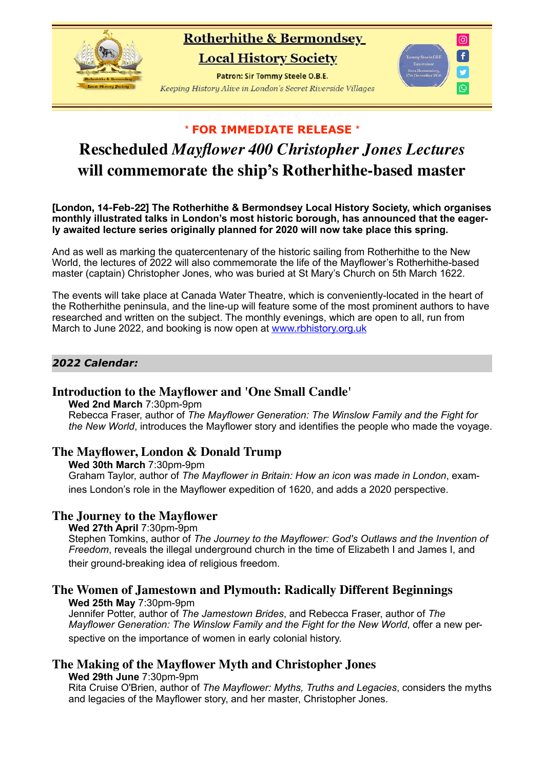# Rotherhithe & Bermondsey Local History Society

Patron: Sir Tommy Steele O.B.E.

*Keeping History Alive in London's Secret Riverside Villages*

**\* FOR IMMEDIATE RELEASE \***

# Rescheduled *Mayflower 400 Christopher Jones Lectures* will commemorate the ship's Rotherhithe-based master

**[London, 14-Feb-22] The Rotherhithe & Bermondsey Local History Society, which organises monthly illustrated talks in London's most historic borough, has announced that the eagerly awaited lecture series originally planned for 2020 will now take place this spring.**

And as well as marking the quatercentenary of the historic sailing from Rotherhithe to the New World, the lectures of 2022 will also commemorate the life of the Mayflower's Rotherhithe-based master (captain) Christopher Jones, who was buried at St Mary's Church on 5th March 1622.

The events will take place at Canada Water Theatre, which is conveniently-located in the heart of the Rotherhithe peninsula, and the line-up will feature some of the most prominent authors to have researched and written on the subject. The monthly evenings, which are open to all, run from March to June 2022, and booking is now open at www.rbhistory.org.uk

## *2022 Calendar:*

### Introduction to the Mayflower and 'One Small Candle'

**Wed 2nd March** 7:30pm-9pm
Rebecca Fraser, author of *The Mayflower Generation: The Winslow Family and the Fight for the New World*, introduces the Mayflower story and identifies the people who made the voyage.

### The Mayflower, London & Donald Trump

**Wed 30th March** 7:30pm-9pm
Graham Taylor, author of *The Mayflower in Britain: How an icon was made in London*, examines London's role in the Mayflower expedition of 1620, and adds a 2020 perspective.

### The Journey to the Mayflower

**Wed 27th April** 7:30pm-9pm
Stephen Tomkins, author of *The Journey to the Mayflower: God's Outlaws and the Invention of Freedom*, reveals the illegal underground church in the time of Elizabeth I and James I, and their ground-breaking idea of religious freedom.

### The Women of Jamestown and Plymouth: Radically Different Beginnings

**Wed 25th May** 7:30pm-9pm
Jennifer Potter, author of *The Jamestown Brides*, and Rebecca Fraser, author of *The Mayflower Generation: The Winslow Family and the Fight for the New World*, offer a new perspective on the importance of women in early colonial history.

### The Making of the Mayflower Myth and Christopher Jones

**Wed 29th June** 7:30pm-9pm
Rita Cruise O'Brien, author of *The Mayflower: Myths, Truths and Legacies*, considers the myths and legacies of the Mayflower story, and her master, Christopher Jones.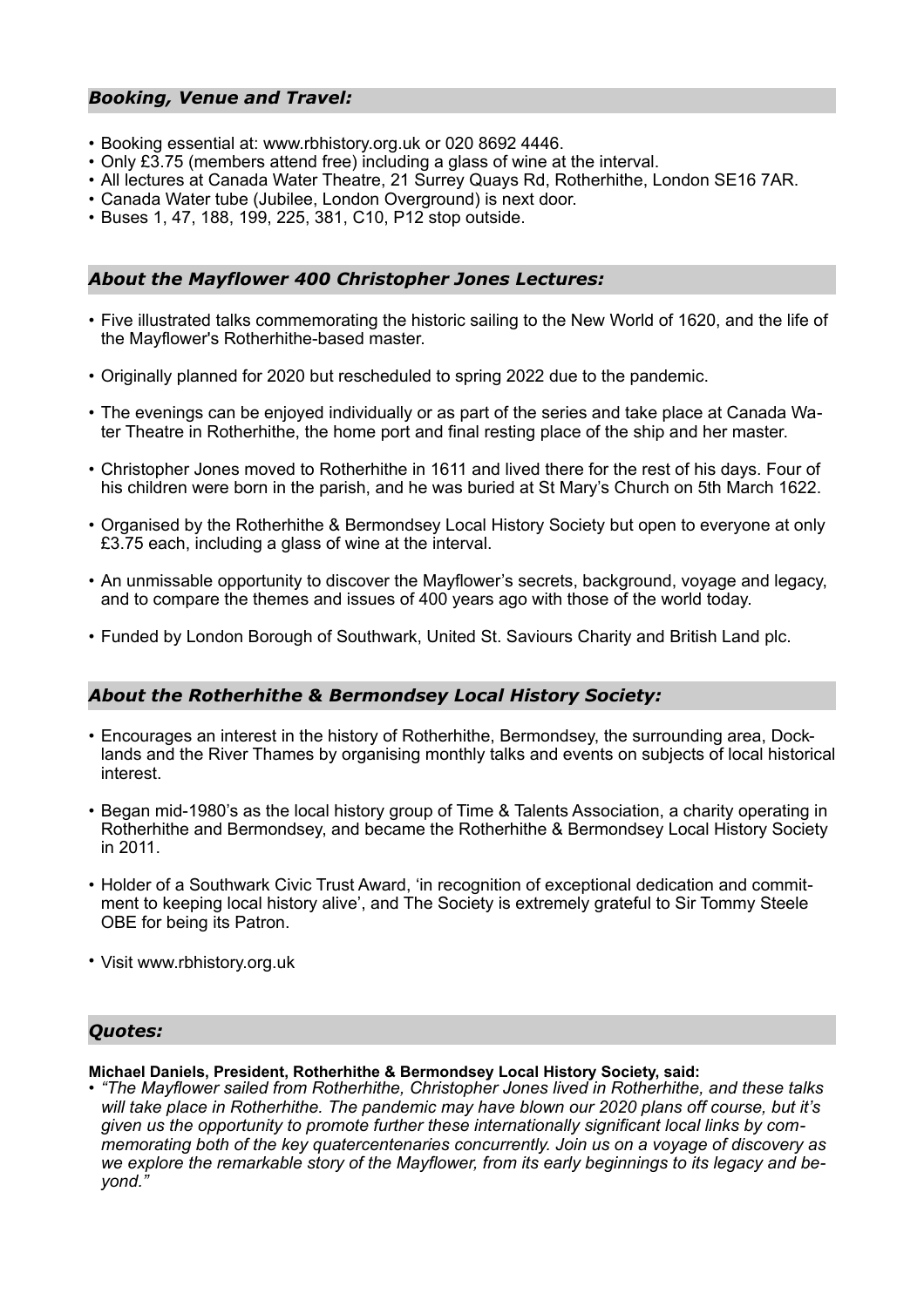## *Booking, Venue and Travel:*

- Booking essential at: www.rbhistory.org.uk or 020 8692 4446.
- Only £3.75 (members attend free) including a glass of wine at the interval.
- All lectures at Canada Water Theatre, 21 Surrey Quays Rd, Rotherhithe, London SE16 7AR.
- Canada Water tube (Jubilee, London Overground) is next door.
- Buses 1, 47, 188, 199, 225, 381, C10, P12 stop outside.

## *About the Mayflower 400 Christopher Jones Lectures:*

- Five illustrated talks commemorating the historic sailing to the New World of 1620, and the life of the Mayflower's Rotherhithe-based master.
- Originally planned for 2020 but rescheduled to spring 2022 due to the pandemic.
- The evenings can be enjoyed individually or as part of the series and take place at Canada Water Theatre in Rotherhithe, the home port and final resting place of the ship and her master.
- Christopher Jones moved to Rotherhithe in 1611 and lived there for the rest of his days. Four of his children were born in the parish, and he was buried at St Mary's Church on 5th March 1622.
- Organised by the Rotherhithe & Bermondsey Local History Society but open to everyone at only £3.75 each, including a glass of wine at the interval.
- An unmissable opportunity to discover the Mayflower's secrets, background, voyage and legacy, and to compare the themes and issues of 400 years ago with those of the world today.
- Funded by London Borough of Southwark, United St. Saviours Charity and British Land plc.

## *About the Rotherhithe & Bermondsey Local History Society:*

- Encourages an interest in the history of Rotherhithe, Bermondsey, the surrounding area, Docklands and the River Thames by organising monthly talks and events on subjects of local historical interest.
- Began mid-1980's as the local history group of Time & Talents Association, a charity operating in Rotherhithe and Bermondsey, and became the Rotherhithe & Bermondsey Local History Society in 2011.
- Holder of a Southwark Civic Trust Award, 'in recognition of exceptional dedication and commitment to keeping local history alive', and The Society is extremely grateful to Sir Tommy Steele OBE for being its Patron.
- Visit www.rbhistory.org.uk

## *Quotes:*

**Michael Daniels, President, Rotherhithe & Bermondsey Local History Society, said:**

- *"The Mayflower sailed from Rotherhithe, Christopher Jones lived in Rotherhithe, and these talks will take place in Rotherhithe. The pandemic may have blown our 2020 plans off course, but it's given us the opportunity to promote further these internationally significant local links by commemorating both of the key quatercentenaries concurrently. Join us on a voyage of discovery as we explore the remarkable story of the Mayflower, from its early beginnings to its legacy and beyond."*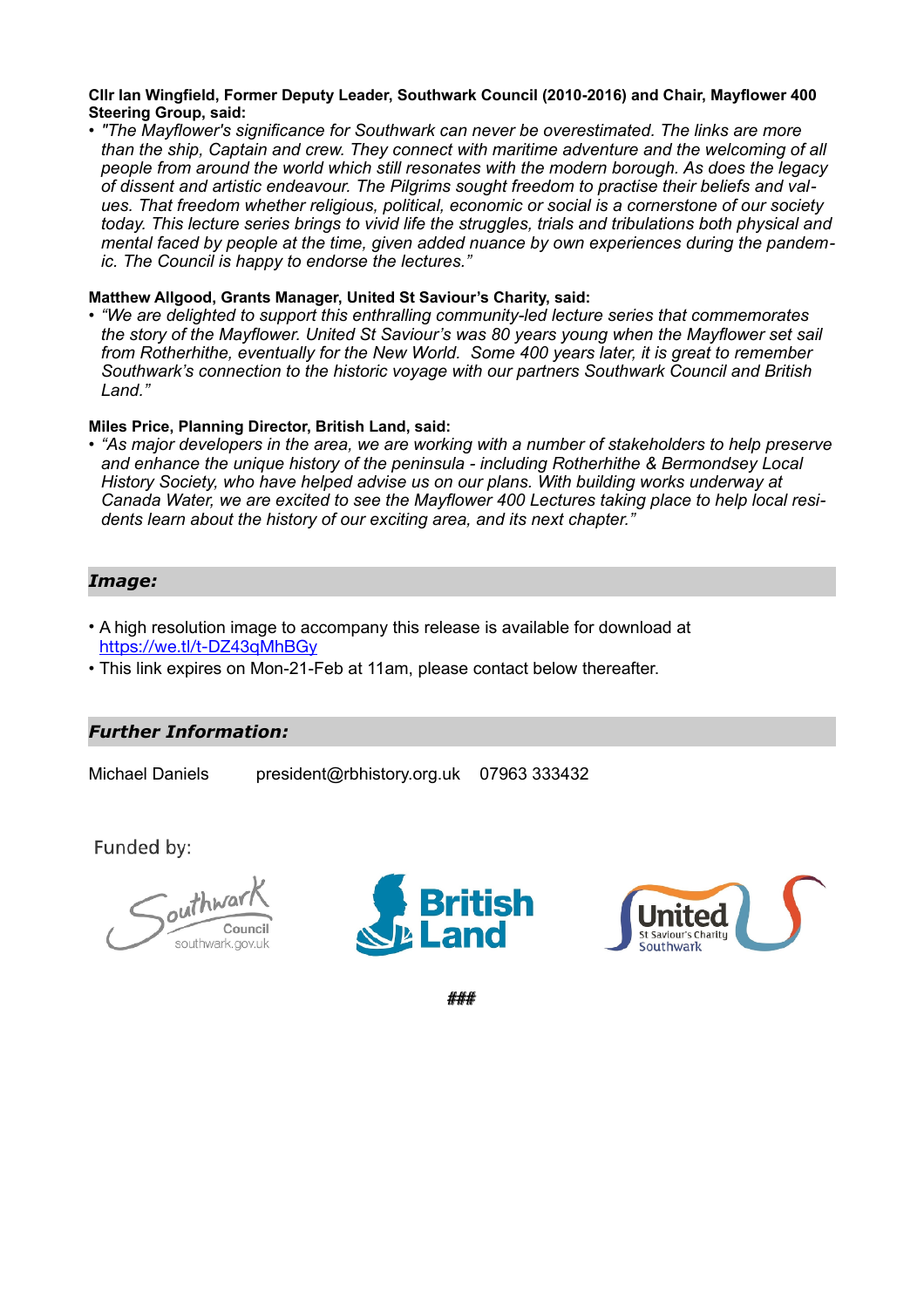**Cllr Ian Wingfield, Former Deputy Leader, Southwark Council (2010-2016) and Chair, Mayflower 400 Steering Group, said:**

- *"The Mayflower's significance for Southwark can never be overestimated. The links are more than the ship, Captain and crew. They connect with maritime adventure and the welcoming of all people from around the world which still resonates with the modern borough. As does the legacy of dissent and artistic endeavour. The Pilgrims sought freedom to practise their beliefs and values. That freedom whether religious, political, economic or social is a cornerstone of our society today. This lecture series brings to vivid life the struggles, trials and tribulations both physical and mental faced by people at the time, given added nuance by own experiences during the pandemic. The Council is happy to endorse the lectures."*

**Matthew Allgood, Grants Manager, United St Saviour's Charity, said:**

- *"We are delighted to support this enthralling community-led lecture series that commemorates the story of the Mayflower. United St Saviour's was 80 years young when the Mayflower set sail from Rotherhithe, eventually for the New World. Some 400 years later, it is great to remember Southwark's connection to the historic voyage with our partners Southwark Council and British Land."*

**Miles Price, Planning Director, British Land, said:**

- *"As major developers in the area, we are working with a number of stakeholders to help preserve and enhance the unique history of the peninsula - including Rotherhithe & Bermondsey Local History Society, who have helped advise us on our plans. With building works underway at Canada Water, we are excited to see the Mayflower 400 Lectures taking place to help local residents learn about the history of our exciting area, and its next chapter."*

## *Image:*

- A high resolution image to accompany this release is available for download at https://we.tl/t-DZ43qMhBGy
- This link expires on Mon-21-Feb at 11am, please contact below thereafter.

## *Further Information:*

Michael Daniels president@rbhistory.org.uk 07963 333432

Funded by:

Southwark Council southwark.gov.uk

British Land

United St Saviour's Charity Southwark

###